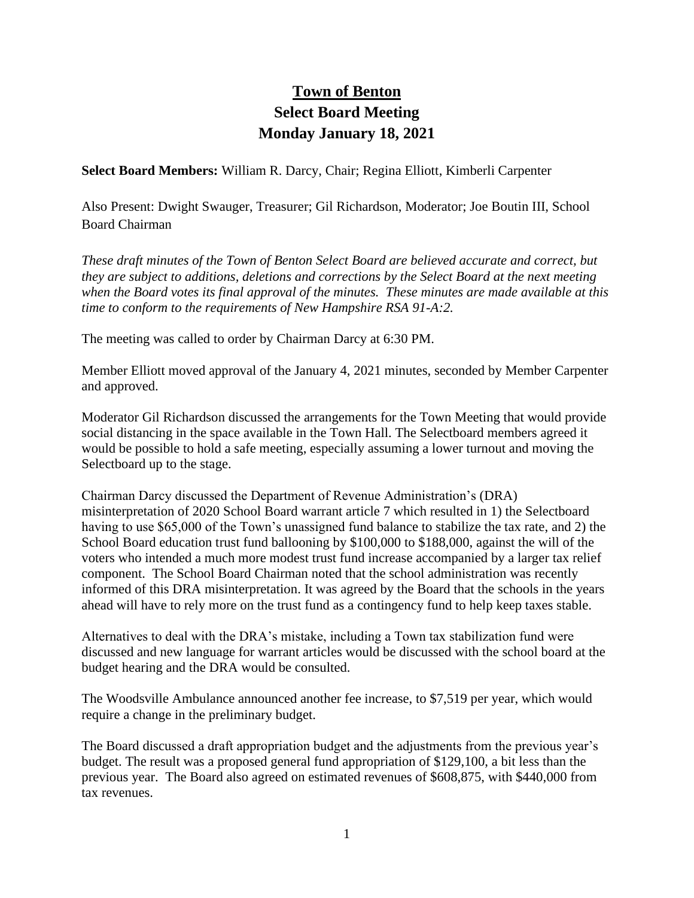# Town of Benton
## Select Board Meeting
## Monday January 18, 2021

**Select Board Members:** William R. Darcy, Chair; Regina Elliott, Kimberli Carpenter

Also Present: Dwight Swauger, Treasurer; Gil Richardson, Moderator; Joe Boutin III, School Board Chairman

*These draft minutes of the Town of Benton Select Board are believed accurate and correct, but they are subject to additions, deletions and corrections by the Select Board at the next meeting when the Board votes its final approval of the minutes. These minutes are made available at this time to conform to the requirements of New Hampshire RSA 91-A:2.*

The meeting was called to order by Chairman Darcy at 6:30 PM.

Member Elliott moved approval of the January 4, 2021 minutes, seconded by Member Carpenter and approved.

Moderator Gil Richardson discussed the arrangements for the Town Meeting that would provide social distancing in the space available in the Town Hall. The Selectboard members agreed it would be possible to hold a safe meeting, especially assuming a lower turnout and moving the Selectboard up to the stage.

Chairman Darcy discussed the Department of Revenue Administration's (DRA) misinterpretation of 2020 School Board warrant article 7 which resulted in 1) the Selectboard having to use $65,000 of the Town's unassigned fund balance to stabilize the tax rate, and 2) the School Board education trust fund ballooning by $100,000 to $188,000, against the will of the voters who intended a much more modest trust fund increase accompanied by a larger tax relief component. The School Board Chairman noted that the school administration was recently informed of this DRA misinterpretation. It was agreed by the Board that the schools in the years ahead will have to rely more on the trust fund as a contingency fund to help keep taxes stable.

Alternatives to deal with the DRA's mistake, including a Town tax stabilization fund were discussed and new language for warrant articles would be discussed with the school board at the budget hearing and the DRA would be consulted.

The Woodsville Ambulance announced another fee increase, to $7,519 per year, which would require a change in the preliminary budget.

The Board discussed a draft appropriation budget and the adjustments from the previous year's budget. The result was a proposed general fund appropriation of $129,100, a bit less than the previous year. The Board also agreed on estimated revenues of $608,875, with $440,000 from tax revenues.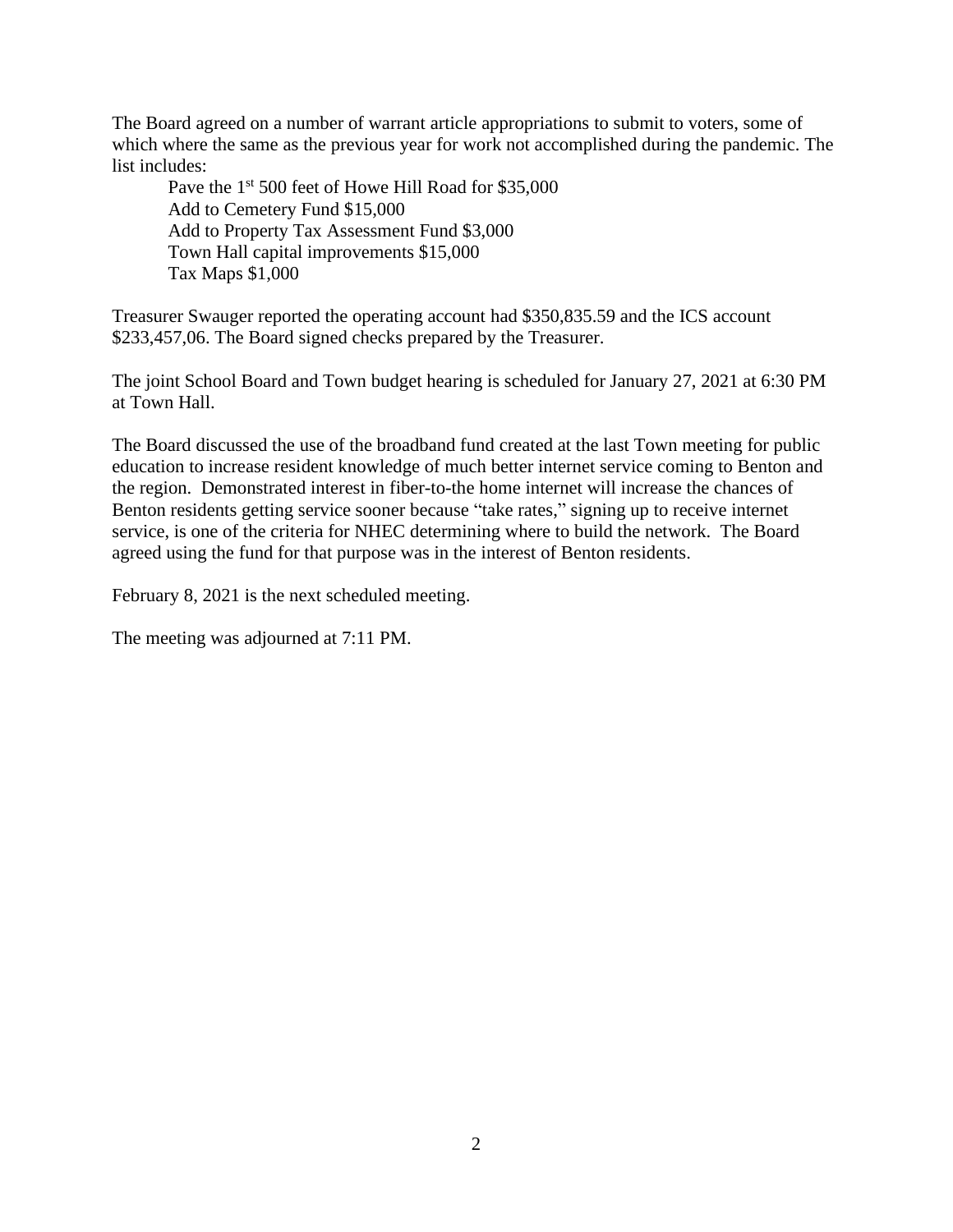The Board agreed on a number of warrant article appropriations to submit to voters, some of which where the same as the previous year for work not accomplished during the pandemic. The list includes:

Pave the 1st 500 feet of Howe Hill Road for $35,000
Add to Cemetery Fund $15,000
Add to Property Tax Assessment Fund $3,000
Town Hall capital improvements $15,000
Tax Maps $1,000

Treasurer Swauger reported the operating account had $350,835.59 and the ICS account $233,457,06. The Board signed checks prepared by the Treasurer.

The joint School Board and Town budget hearing is scheduled for January 27, 2021 at 6:30 PM at Town Hall.

The Board discussed the use of the broadband fund created at the last Town meeting for public education to increase resident knowledge of much better internet service coming to Benton and the region. Demonstrated interest in fiber-to-the home internet will increase the chances of Benton residents getting service sooner because "take rates," signing up to receive internet service, is one of the criteria for NHEC determining where to build the network. The Board agreed using the fund for that purpose was in the interest of Benton residents.

February 8, 2021 is the next scheduled meeting.

The meeting was adjourned at 7:11 PM.